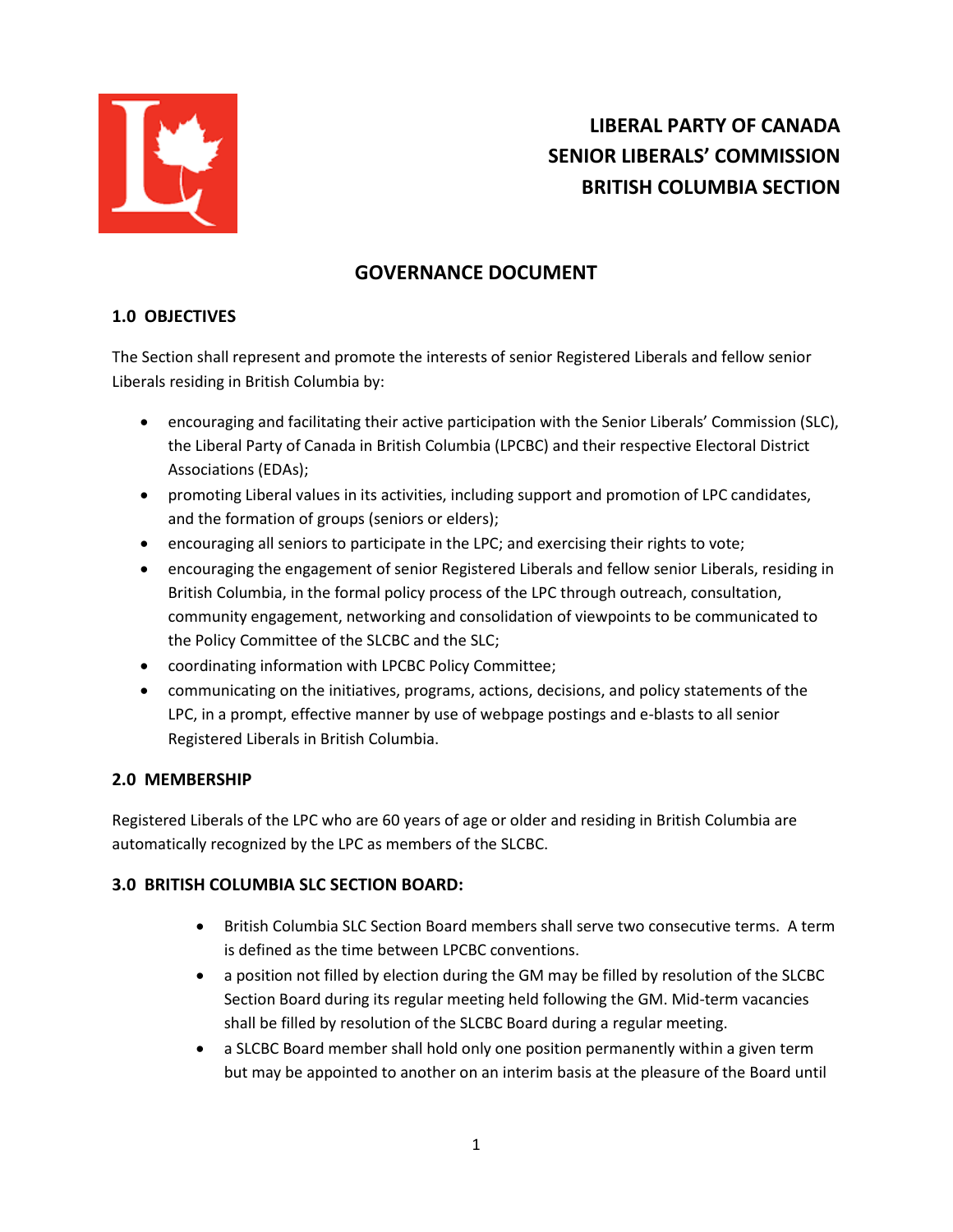# LIBERAL PARTY OF CANADA
# SENIOR LIBERALS' COMMISSION
# BRITISH COLUMBIA SECTION

## GOVERNANCE DOCUMENT

### 1.0 OBJECTIVES

The Section shall represent and promote the interests of senior Registered Liberals and fellow senior Liberals residing in British Columbia by:

- encouraging and facilitating their active participation with the Senior Liberals' Commission (SLC), the Liberal Party of Canada in British Columbia (LPCBC) and their respective Electoral District Associations (EDAs);
- promoting Liberal values in its activities, including support and promotion of LPC candidates, and the formation of groups (seniors or elders);
- encouraging all seniors to participate in the LPC; and exercising their rights to vote;
- encouraging the engagement of senior Registered Liberals and fellow senior Liberals, residing in British Columbia, in the formal policy process of the LPC through outreach, consultation, community engagement, networking and consolidation of viewpoints to be communicated to the Policy Committee of the SLCBC and the SLC;
- coordinating information with LPCBC Policy Committee;
- communicating on the initiatives, programs, actions, decisions, and policy statements of the LPC, in a prompt, effective manner by use of webpage postings and e-blasts to all senior Registered Liberals in British Columbia.

### 2.0 MEMBERSHIP

Registered Liberals of the LPC who are 60 years of age or older and residing in British Columbia are automatically recognized by the LPC as members of the SLCBC.

### 3.0 BRITISH COLUMBIA SLC SECTION BOARD:

- British Columbia SLC Section Board members shall serve two consecutive terms. A term is defined as the time between LPCBC conventions.
- a position not filled by election during the GM may be filled by resolution of the SLCBC Section Board during its regular meeting held following the GM. Mid-term vacancies shall be filled by resolution of the SLCBC Board during a regular meeting.
- a SLCBC Board member shall hold only one position permanently within a given term but may be appointed to another on an interim basis at the pleasure of the Board until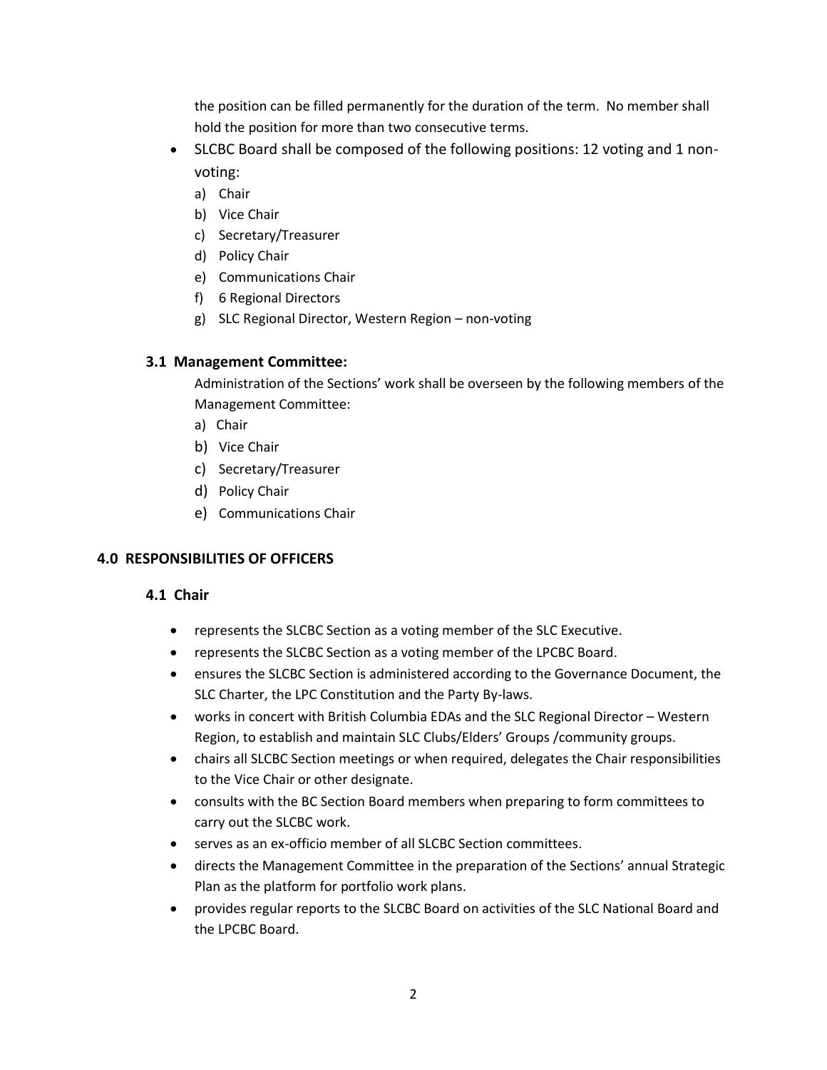the position can be filled permanently for the duration of the term. No member shall hold the position for more than two consecutive terms.

- SLCBC Board shall be composed of the following positions: 12 voting and 1 non-voting:
  a) Chair
  b) Vice Chair
  c) Secretary/Treasurer
  d) Policy Chair
  e) Communications Chair
  f) 6 Regional Directors
  g) SLC Regional Director, Western Region – non-voting

### 3.1 Management Committee:

Administration of the Sections' work shall be overseen by the following members of the Management Committee:

a) Chair
b) Vice Chair
c) Secretary/Treasurer
d) Policy Chair
e) Communications Chair

## 4.0 RESPONSIBILITIES OF OFFICERS

### 4.1 Chair

- represents the SLCBC Section as a voting member of the SLC Executive.
- represents the SLCBC Section as a voting member of the LPCBC Board.
- ensures the SLCBC Section is administered according to the Governance Document, the SLC Charter, the LPC Constitution and the Party By-laws.
- works in concert with British Columbia EDAs and the SLC Regional Director – Western Region, to establish and maintain SLC Clubs/Elders' Groups /community groups.
- chairs all SLCBC Section meetings or when required, delegates the Chair responsibilities to the Vice Chair or other designate.
- consults with the BC Section Board members when preparing to form committees to carry out the SLCBC work.
- serves as an ex-officio member of all SLCBC Section committees.
- directs the Management Committee in the preparation of the Sections' annual Strategic Plan as the platform for portfolio work plans.
- provides regular reports to the SLCBC Board on activities of the SLC National Board and the LPCBC Board.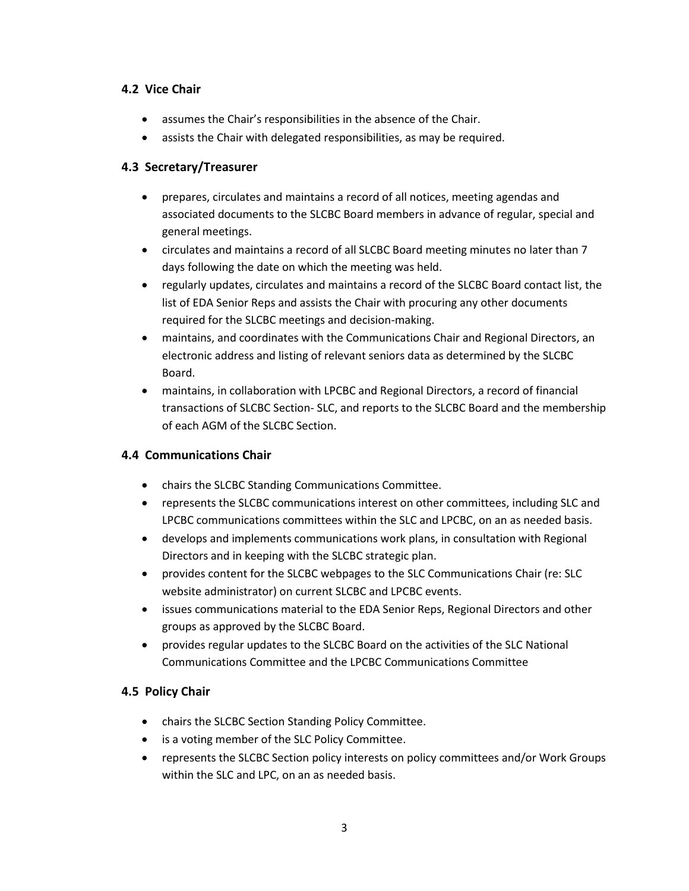### 4.2 Vice Chair

- assumes the Chair's responsibilities in the absence of the Chair.
- assists the Chair with delegated responsibilities, as may be required.

### 4.3 Secretary/Treasurer

- prepares, circulates and maintains a record of all notices, meeting agendas and associated documents to the SLCBC Board members in advance of regular, special and general meetings.
- circulates and maintains a record of all SLCBC Board meeting minutes no later than 7 days following the date on which the meeting was held.
- regularly updates, circulates and maintains a record of the SLCBC Board contact list, the list of EDA Senior Reps and assists the Chair with procuring any other documents required for the SLCBC meetings and decision-making.
- maintains, and coordinates with the Communications Chair and Regional Directors, an electronic address and listing of relevant seniors data as determined by the SLCBC Board.
- maintains, in collaboration with LPCBC and Regional Directors, a record of financial transactions of SLCBC Section- SLC, and reports to the SLCBC Board and the membership of each AGM of the SLCBC Section.

### 4.4 Communications Chair

- chairs the SLCBC Standing Communications Committee.
- represents the SLCBC communications interest on other committees, including SLC and LPCBC communications committees within the SLC and LPCBC, on an as needed basis.
- develops and implements communications work plans, in consultation with Regional Directors and in keeping with the SLCBC strategic plan.
- provides content for the SLCBC webpages to the SLC Communications Chair (re: SLC website administrator) on current SLCBC and LPCBC events.
- issues communications material to the EDA Senior Reps, Regional Directors and other groups as approved by the SLCBC Board.
- provides regular updates to the SLCBC Board on the activities of the SLC National Communications Committee and the LPCBC Communications Committee

### 4.5 Policy Chair

- chairs the SLCBC Section Standing Policy Committee.
- is a voting member of the SLC Policy Committee.
- represents the SLCBC Section policy interests on policy committees and/or Work Groups within the SLC and LPC, on an as needed basis.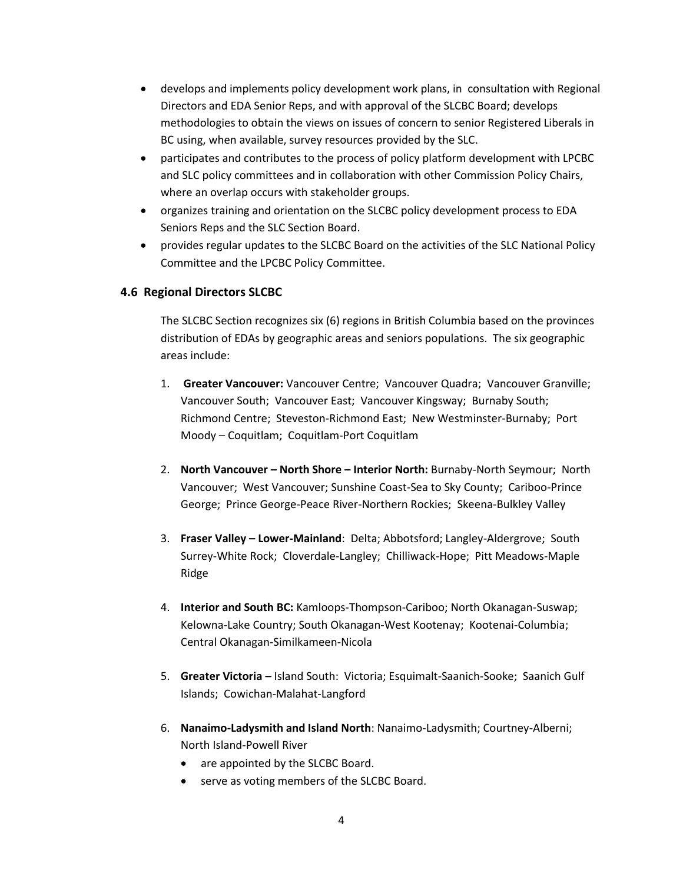- develops and implements policy development work plans, in consultation with Regional Directors and EDA Senior Reps, and with approval of the SLCBC Board; develops methodologies to obtain the views on issues of concern to senior Registered Liberals in BC using, when available, survey resources provided by the SLC.
- participates and contributes to the process of policy platform development with LPCBC and SLC policy committees and in collaboration with other Commission Policy Chairs, where an overlap occurs with stakeholder groups.
- organizes training and orientation on the SLCBC policy development process to EDA Seniors Reps and the SLC Section Board.
- provides regular updates to the SLCBC Board on the activities of the SLC National Policy Committee and the LPCBC Policy Committee.

### 4.6 Regional Directors SLCBC

The SLCBC Section recognizes six (6) regions in British Columbia based on the provinces distribution of EDAs by geographic areas and seniors populations. The six geographic areas include:

1. **Greater Vancouver:** Vancouver Centre; Vancouver Quadra; Vancouver Granville; Vancouver South; Vancouver East; Vancouver Kingsway; Burnaby South; Richmond Centre; Steveston-Richmond East; New Westminster-Burnaby; Port Moody – Coquitlam; Coquitlam-Port Coquitlam

2. **North Vancouver – North Shore – Interior North:** Burnaby-North Seymour; North Vancouver; West Vancouver; Sunshine Coast-Sea to Sky County; Cariboo-Prince George; Prince George-Peace River-Northern Rockies; Skeena-Bulkley Valley

3. **Fraser Valley – Lower-Mainland**: Delta; Abbotsford; Langley-Aldergrove; South Surrey-White Rock; Cloverdale-Langley; Chilliwack-Hope; Pitt Meadows-Maple Ridge

4. **Interior and South BC:** Kamloops-Thompson-Cariboo; North Okanagan-Suswap; Kelowna-Lake Country; South Okanagan-West Kootenay; Kootenai-Columbia; Central Okanagan-Similkameen-Nicola

5. **Greater Victoria –** Island South: Victoria; Esquimalt-Saanich-Sooke; Saanich Gulf Islands; Cowichan-Malahat-Langford

6. **Nanaimo-Ladysmith and Island North**: Nanaimo-Ladysmith; Courtney-Alberni; North Island-Powell River
   - are appointed by the SLCBC Board.
   - serve as voting members of the SLCBC Board.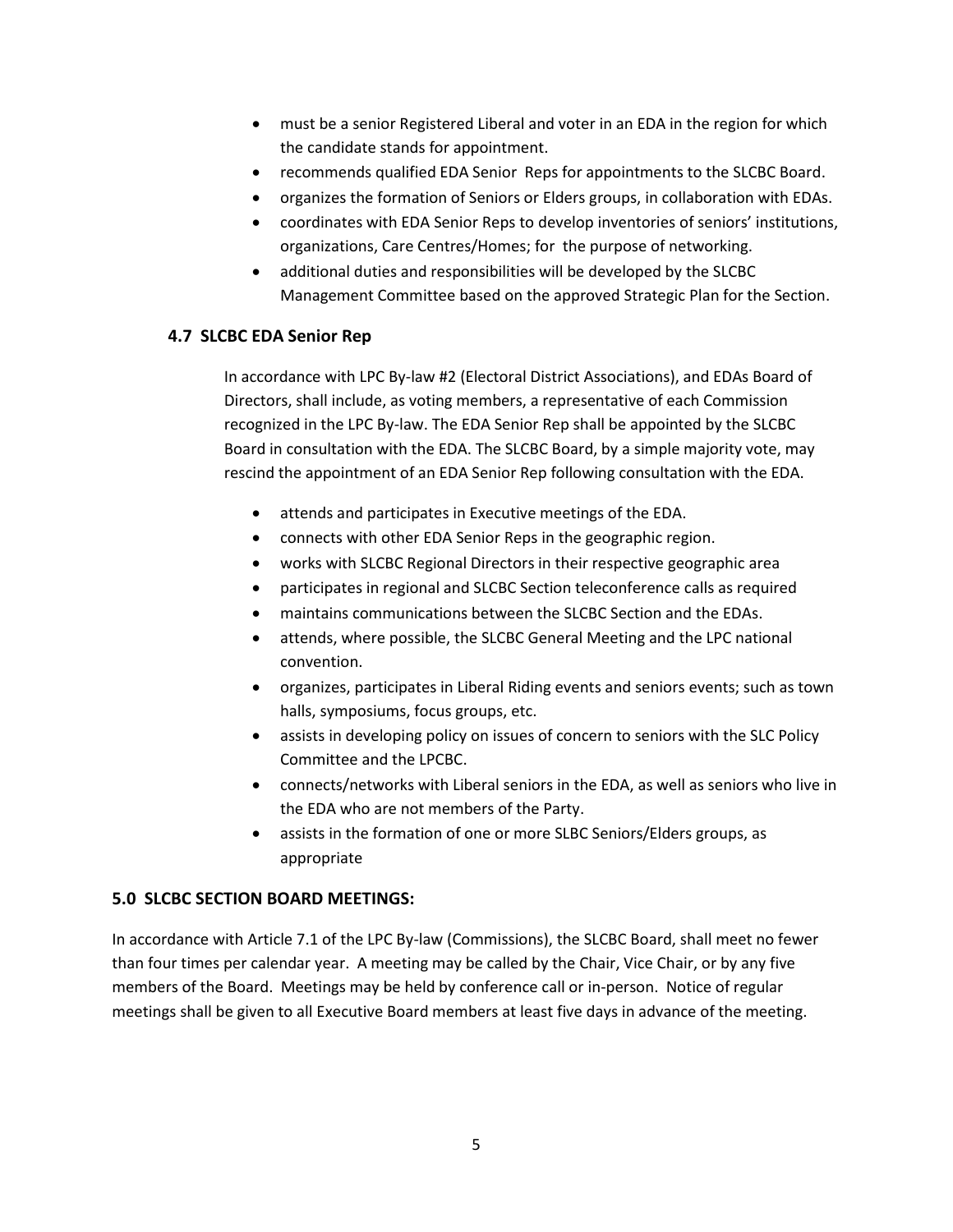- must be a senior Registered Liberal and voter in an EDA in the region for which the candidate stands for appointment.
- recommends qualified EDA Senior Reps for appointments to the SLCBC Board.
- organizes the formation of Seniors or Elders groups, in collaboration with EDAs.
- coordinates with EDA Senior Reps to develop inventories of seniors' institutions, organizations, Care Centres/Homes; for the purpose of networking.
- additional duties and responsibilities will be developed by the SLCBC Management Committee based on the approved Strategic Plan for the Section.

### 4.7 SLCBC EDA Senior Rep

In accordance with LPC By-law #2 (Electoral District Associations), and EDAs Board of Directors, shall include, as voting members, a representative of each Commission recognized in the LPC By-law. The EDA Senior Rep shall be appointed by the SLCBC Board in consultation with the EDA. The SLCBC Board, by a simple majority vote, may rescind the appointment of an EDA Senior Rep following consultation with the EDA.

- attends and participates in Executive meetings of the EDA.
- connects with other EDA Senior Reps in the geographic region.
- works with SLCBC Regional Directors in their respective geographic area
- participates in regional and SLCBC Section teleconference calls as required
- maintains communications between the SLCBC Section and the EDAs.
- attends, where possible, the SLCBC General Meeting and the LPC national convention.
- organizes, participates in Liberal Riding events and seniors events; such as town halls, symposiums, focus groups, etc.
- assists in developing policy on issues of concern to seniors with the SLC Policy Committee and the LPCBC.
- connects/networks with Liberal seniors in the EDA, as well as seniors who live in the EDA who are not members of the Party.
- assists in the formation of one or more SLBC Seniors/Elders groups, as appropriate

## 5.0 SLCBC SECTION BOARD MEETINGS:

In accordance with Article 7.1 of the LPC By-law (Commissions), the SLCBC Board, shall meet no fewer than four times per calendar year. A meeting may be called by the Chair, Vice Chair, or by any five members of the Board. Meetings may be held by conference call or in-person. Notice of regular meetings shall be given to all Executive Board members at least five days in advance of the meeting.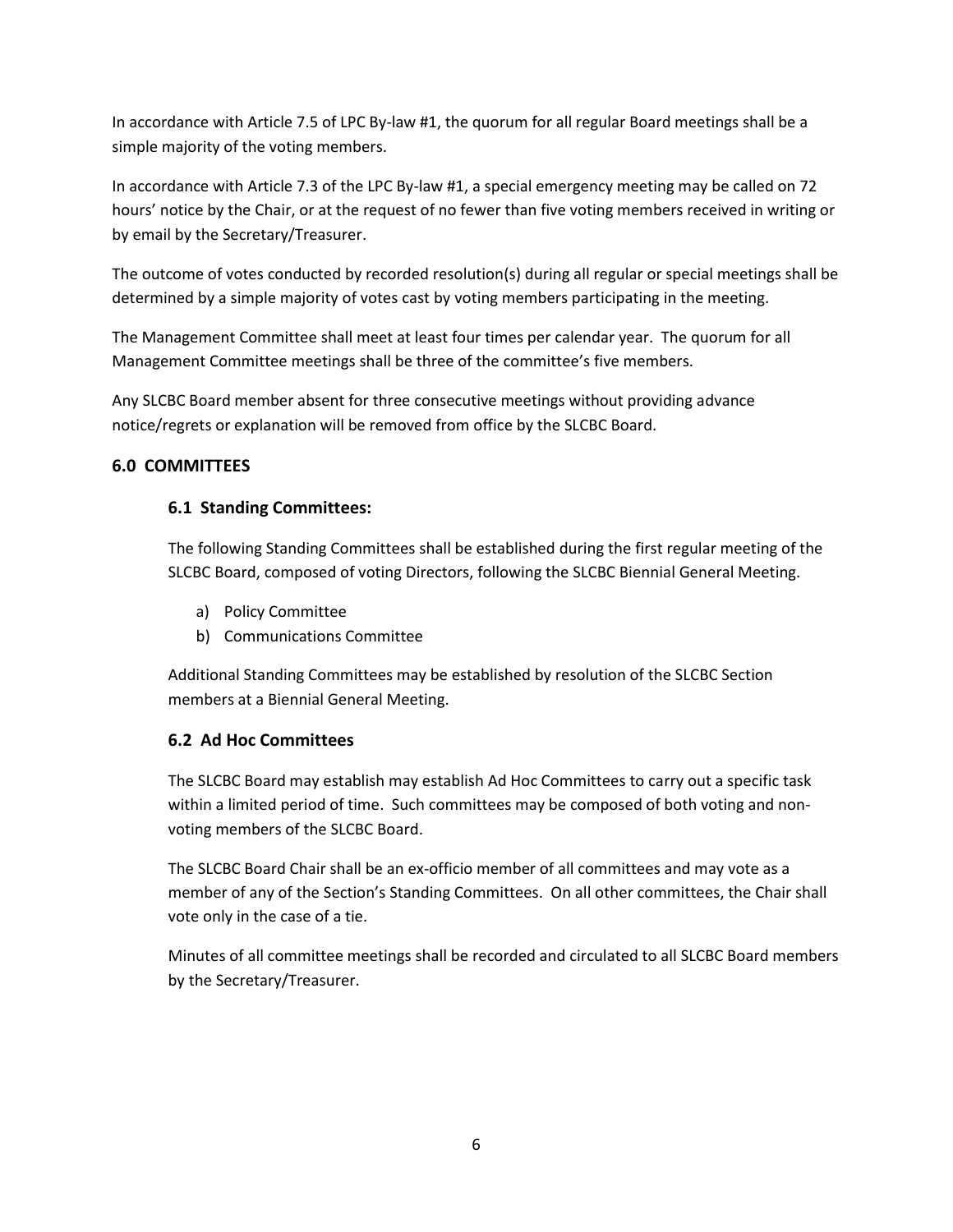In accordance with Article 7.5 of LPC By-law #1, the quorum for all regular Board meetings shall be a simple majority of the voting members.

In accordance with Article 7.3 of the LPC By-law #1, a special emergency meeting may be called on 72 hours' notice by the Chair, or at the request of no fewer than five voting members received in writing or by email by the Secretary/Treasurer.

The outcome of votes conducted by recorded resolution(s) during all regular or special meetings shall be determined by a simple majority of votes cast by voting members participating in the meeting.

The Management Committee shall meet at least four times per calendar year. The quorum for all Management Committee meetings shall be three of the committee's five members.

Any SLCBC Board member absent for three consecutive meetings without providing advance notice/regrets or explanation will be removed from office by the SLCBC Board.

## 6.0 COMMITTEES

### 6.1 Standing Committees:

The following Standing Committees shall be established during the first regular meeting of the SLCBC Board, composed of voting Directors, following the SLCBC Biennial General Meeting.

a) Policy Committee
b) Communications Committee

Additional Standing Committees may be established by resolution of the SLCBC Section members at a Biennial General Meeting.

### 6.2 Ad Hoc Committees

The SLCBC Board may establish may establish Ad Hoc Committees to carry out a specific task within a limited period of time. Such committees may be composed of both voting and non-voting members of the SLCBC Board.

The SLCBC Board Chair shall be an ex-officio member of all committees and may vote as a member of any of the Section's Standing Committees. On all other committees, the Chair shall vote only in the case of a tie.

Minutes of all committee meetings shall be recorded and circulated to all SLCBC Board members by the Secretary/Treasurer.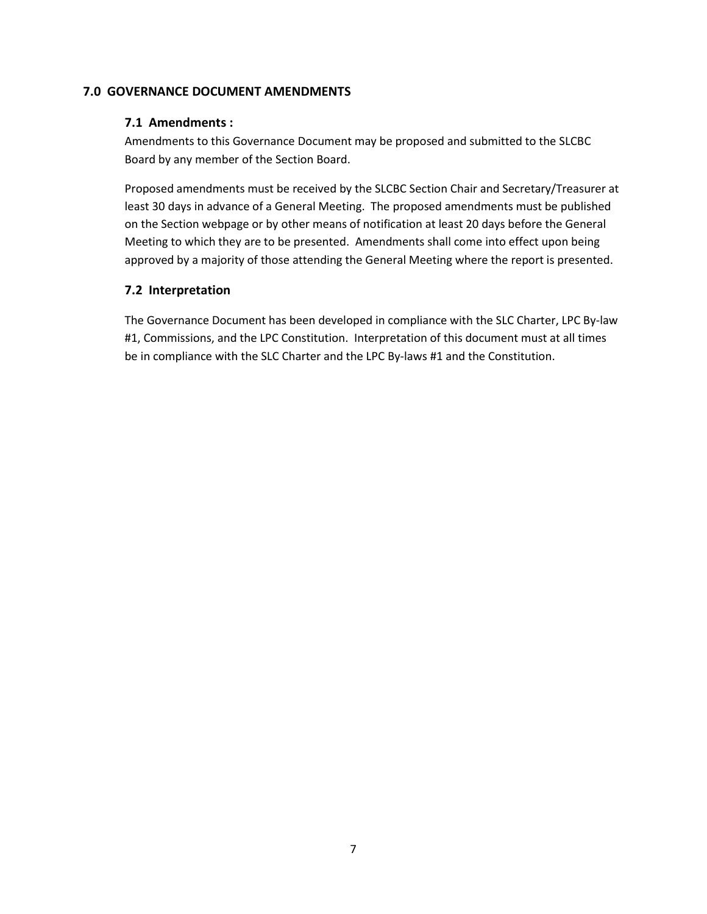## 7.0 GOVERNANCE DOCUMENT AMENDMENTS

### 7.1 Amendments :

Amendments to this Governance Document may be proposed and submitted to the SLCBC Board by any member of the Section Board.

Proposed amendments must be received by the SLCBC Section Chair and Secretary/Treasurer at least 30 days in advance of a General Meeting. The proposed amendments must be published on the Section webpage or by other means of notification at least 20 days before the General Meeting to which they are to be presented. Amendments shall come into effect upon being approved by a majority of those attending the General Meeting where the report is presented.

### 7.2 Interpretation

The Governance Document has been developed in compliance with the SLC Charter, LPC By-law #1, Commissions, and the LPC Constitution. Interpretation of this document must at all times be in compliance with the SLC Charter and the LPC By-laws #1 and the Constitution.